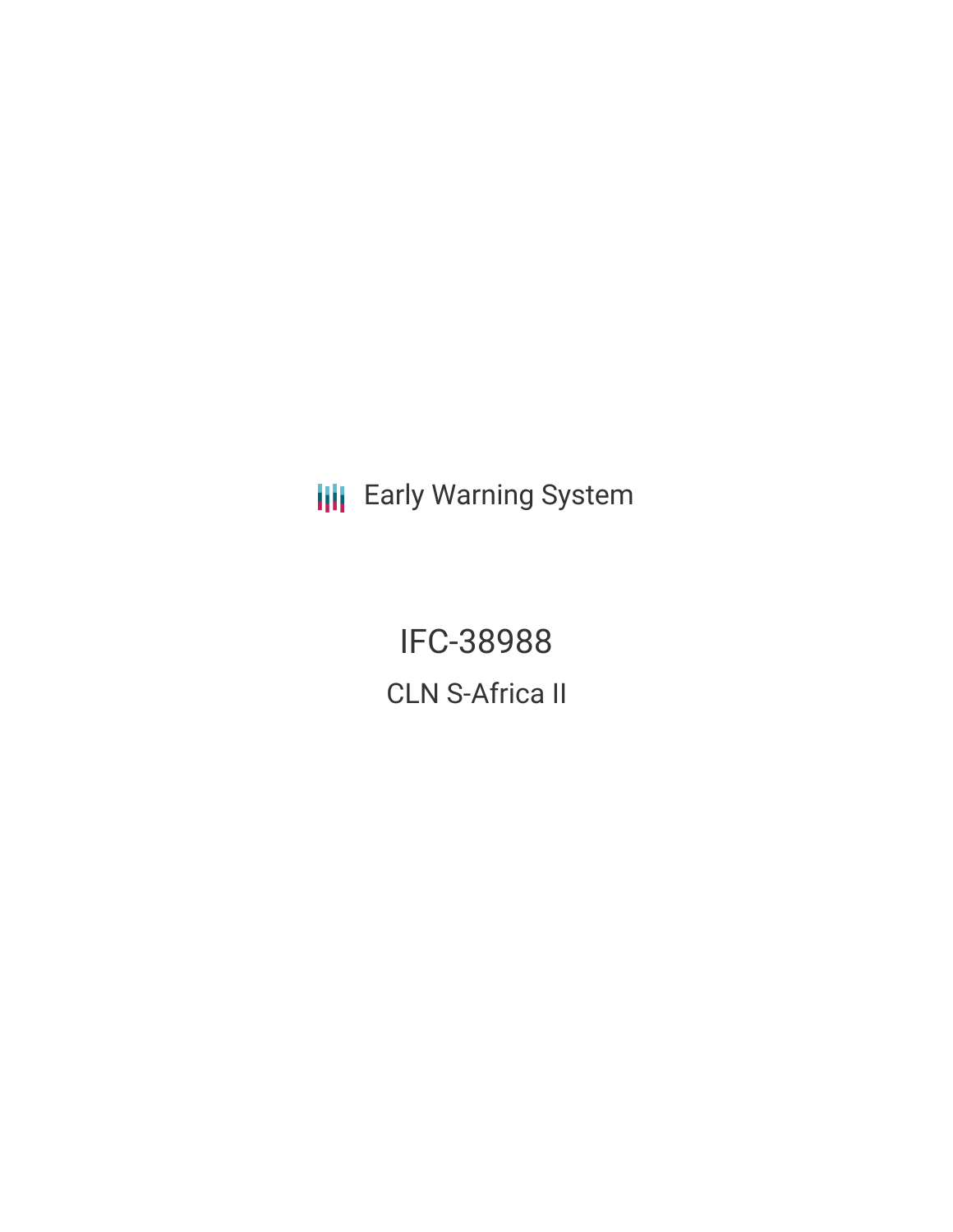Early Warning System

# IFC-38988

## CLN S-Africa II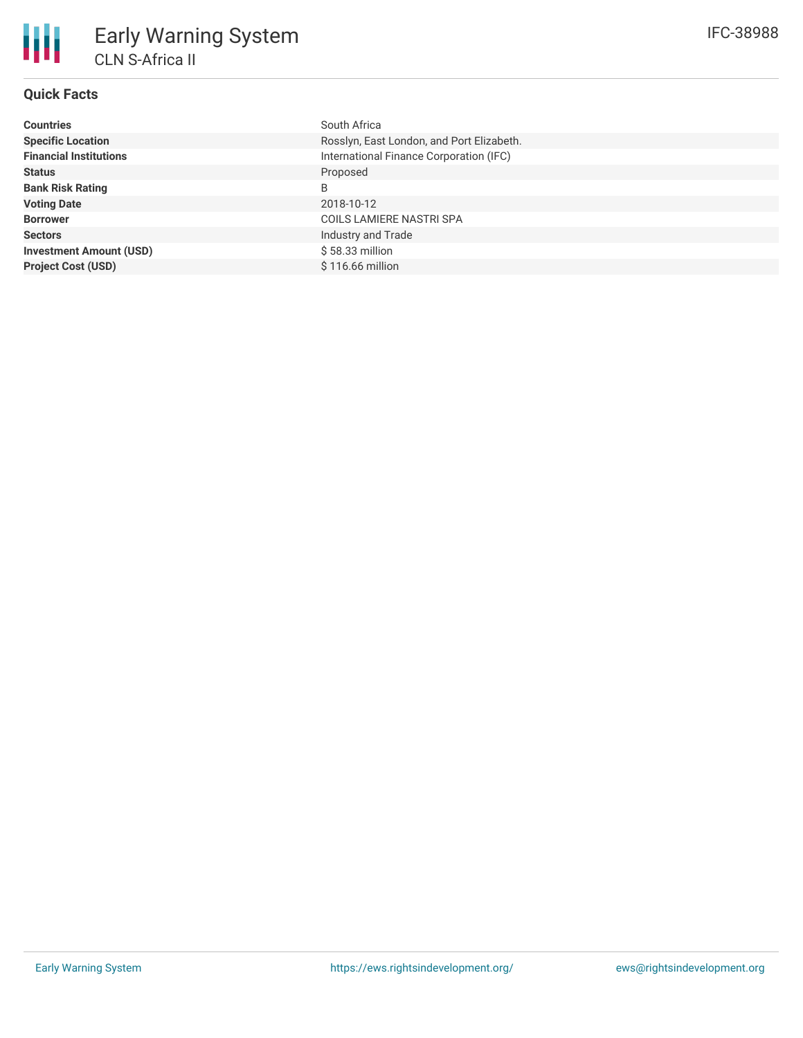# Early Warning System

## CLN S-Africa II

IFC-38988

### Quick Facts

| | |
|---|---|
| **Countries** | South Africa |
| **Specific Location** | Rosslyn, East London, and Port Elizabeth. |
| **Financial Institutions** | International Finance Corporation (IFC) |
| **Status** | Proposed |
| **Bank Risk Rating** | B |
| **Voting Date** | 2018-10-12 |
| **Borrower** | COILS LAMIERE NASTRI SPA |
| **Sectors** | Industry and Trade |
| **Investment Amount (USD)** | $ 58.33 million |
| **Project Cost (USD)** | $ 116.66 million |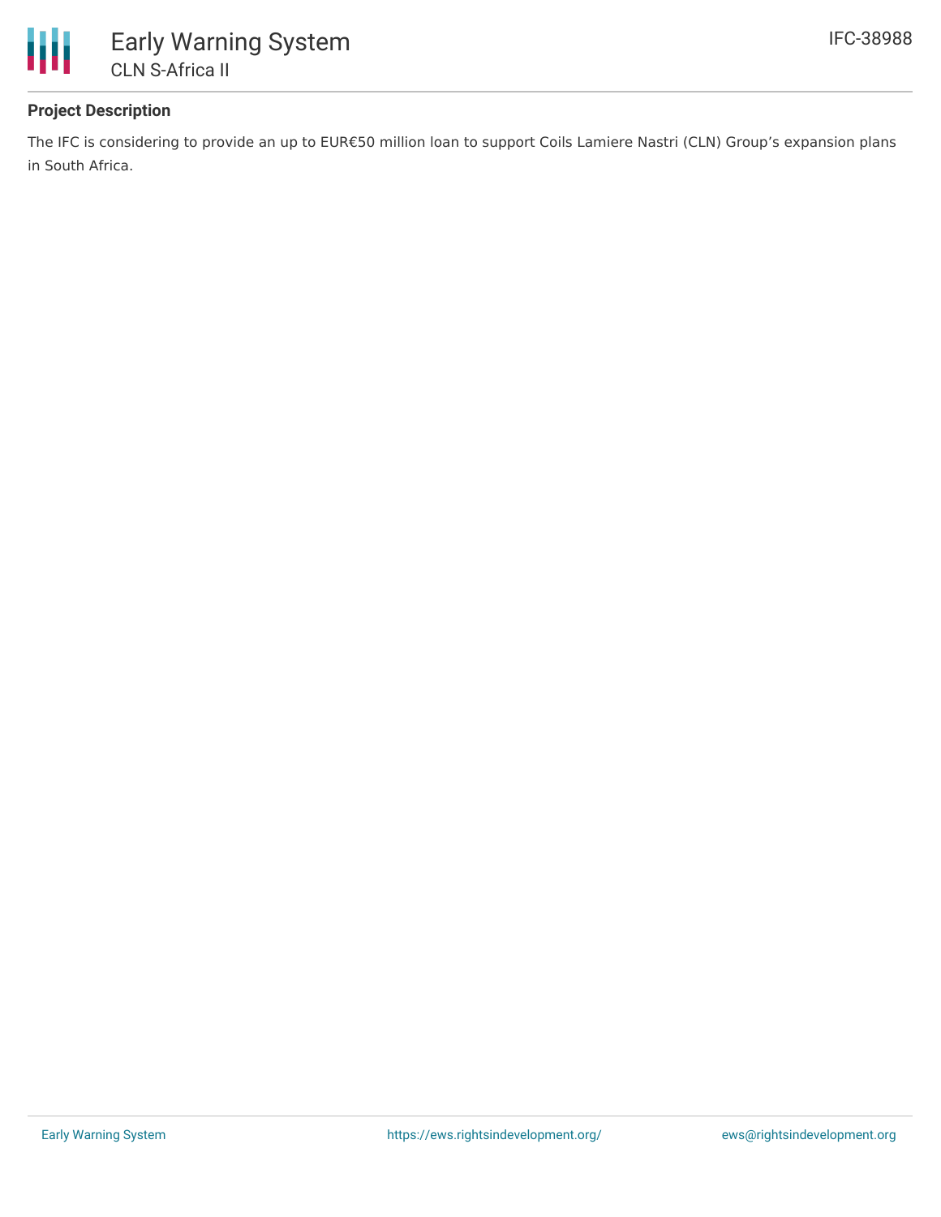## Project Description

The IFC is considering to provide an up to EUR€50 million loan to support Coils Lamiere Nastri (CLN) Group's expansion plans in South Africa.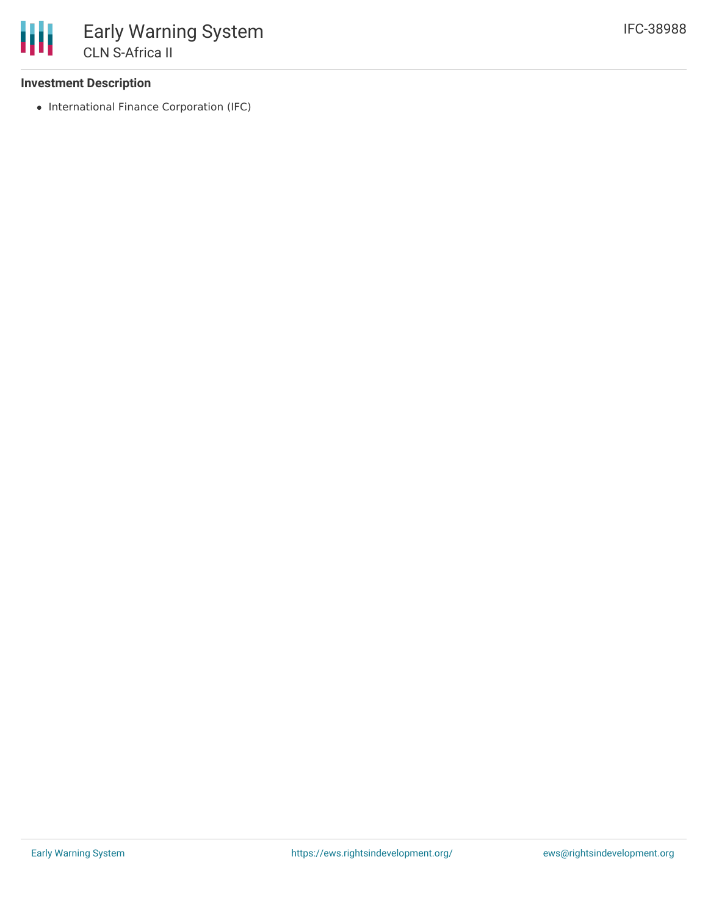### Investment Description

- International Finance Corporation (IFC)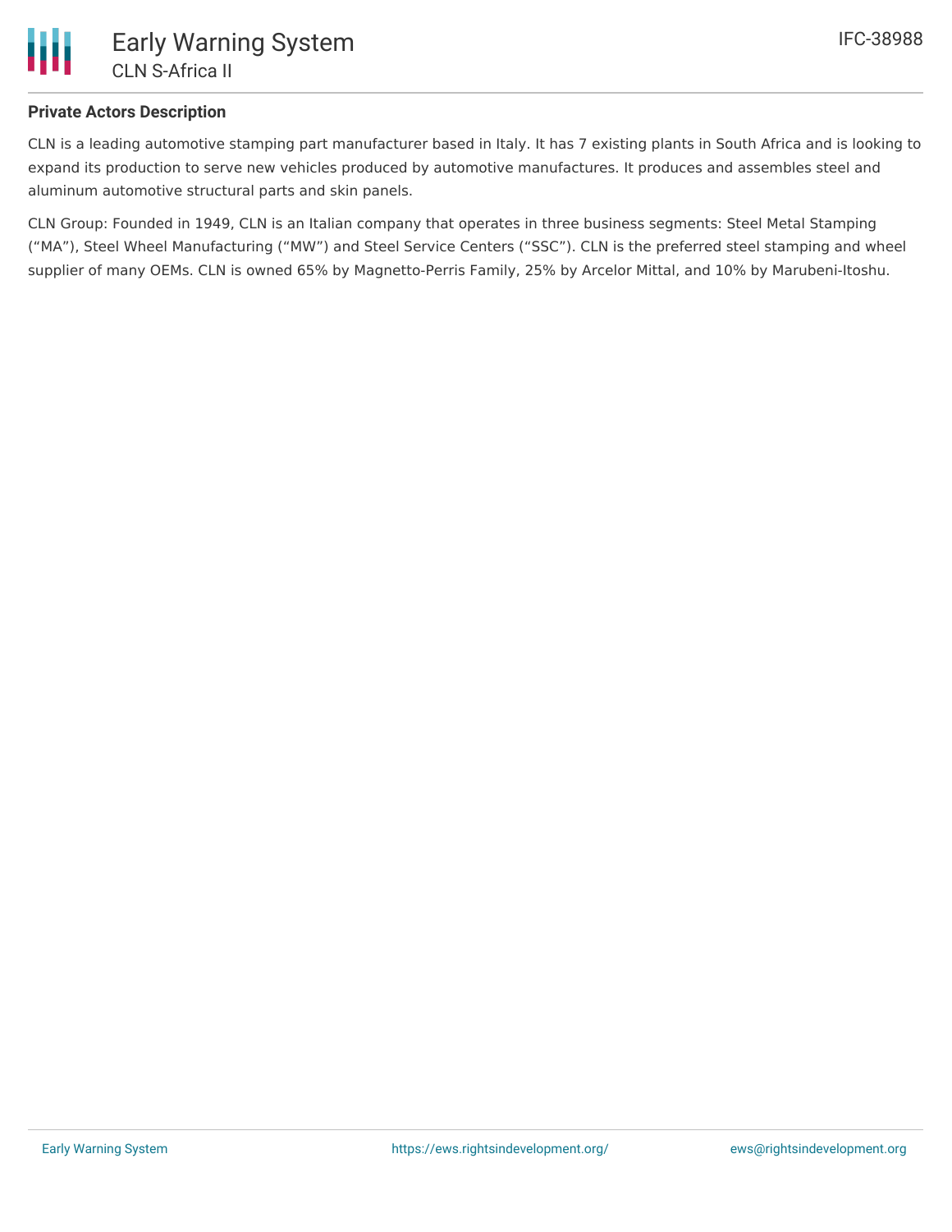**Private Actors Description**

CLN is a leading automotive stamping part manufacturer based in Italy. It has 7 existing plants in South Africa and is looking to expand its production to serve new vehicles produced by automotive manufactures. It produces and assembles steel and aluminum automotive structural parts and skin panels.

CLN Group: Founded in 1949, CLN is an Italian company that operates in three business segments: Steel Metal Stamping (“MA”), Steel Wheel Manufacturing (“MW”) and Steel Service Centers (“SSC”). CLN is the preferred steel stamping and wheel supplier of many OEMs. CLN is owned 65% by Magnetto-Perris Family, 25% by Arcelor Mittal, and 10% by Marubeni-Itoshu.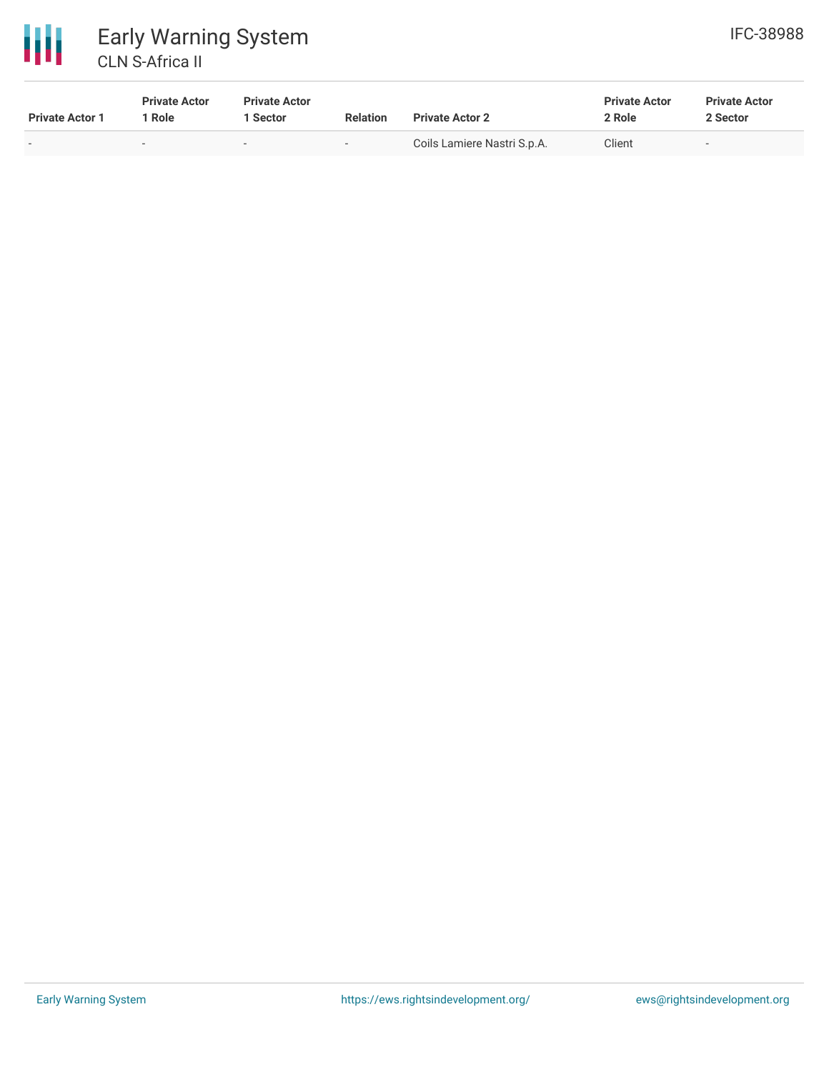| Private Actor 1 | Private Actor 1 Role | Private Actor 1 Sector | Relation | Private Actor 2 | Private Actor 2 Role | Private Actor 2 Sector |
|---|---|---|---|---|---|---|
| - | - | - | - | Coils Lamiere Nastri S.p.A. | Client | - |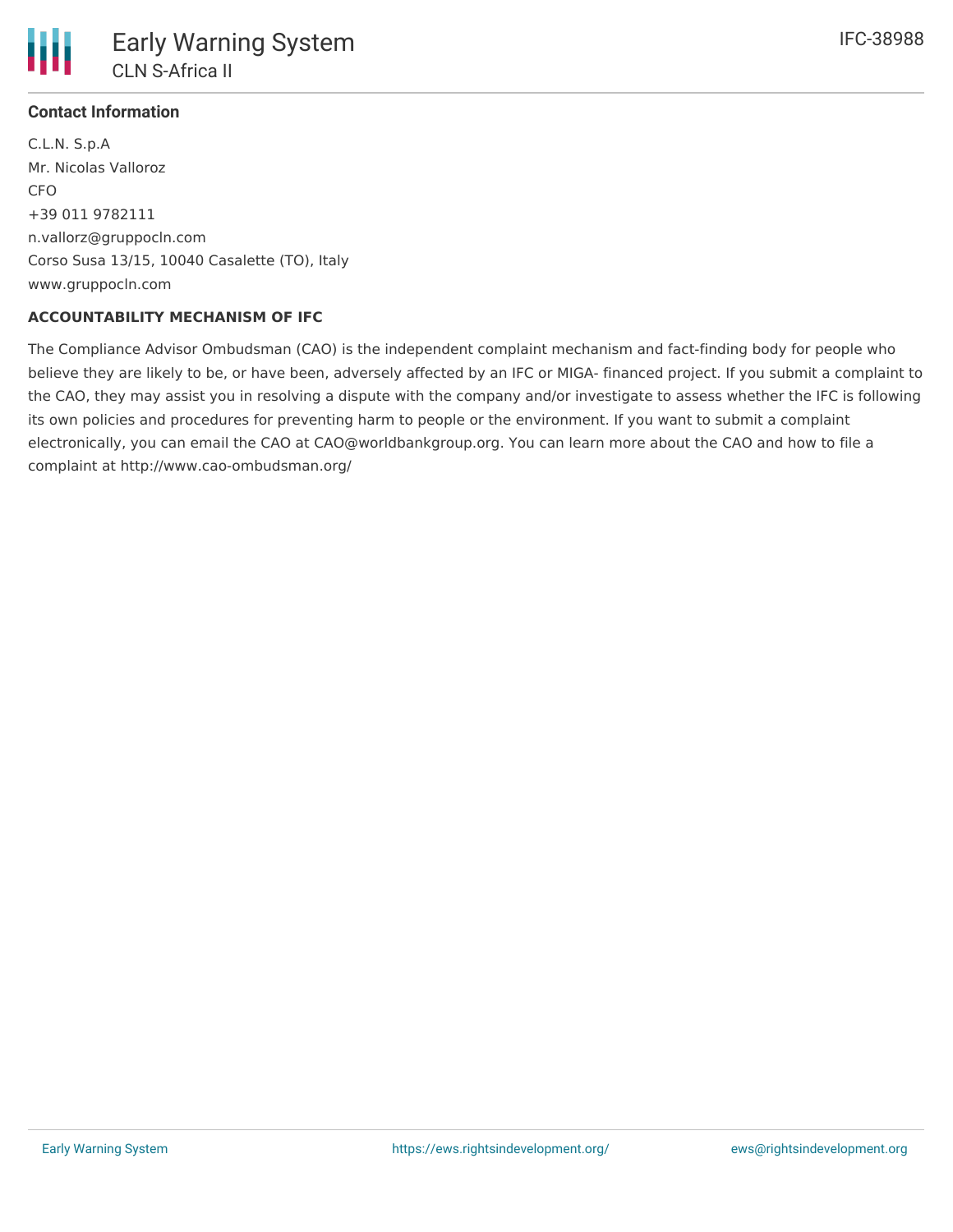### Contact Information

C.L.N. S.p.A
Mr. Nicolas Valloroz
CFO
+39 011 9782111
n.vallorz@gruppocln.com
Corso Susa 13/15, 10040 Casalette (TO), Italy
www.gruppocln.com

**ACCOUNTABILITY MECHANISM OF IFC**

The Compliance Advisor Ombudsman (CAO) is the independent complaint mechanism and fact-finding body for people who believe they are likely to be, or have been, adversely affected by an IFC or MIGA- financed project. If you submit a complaint to the CAO, they may assist you in resolving a dispute with the company and/or investigate to assess whether the IFC is following its own policies and procedures for preventing harm to people or the environment. If you want to submit a complaint electronically, you can email the CAO at CAO@worldbankgroup.org. You can learn more about the CAO and how to file a complaint at http://www.cao-ombudsman.org/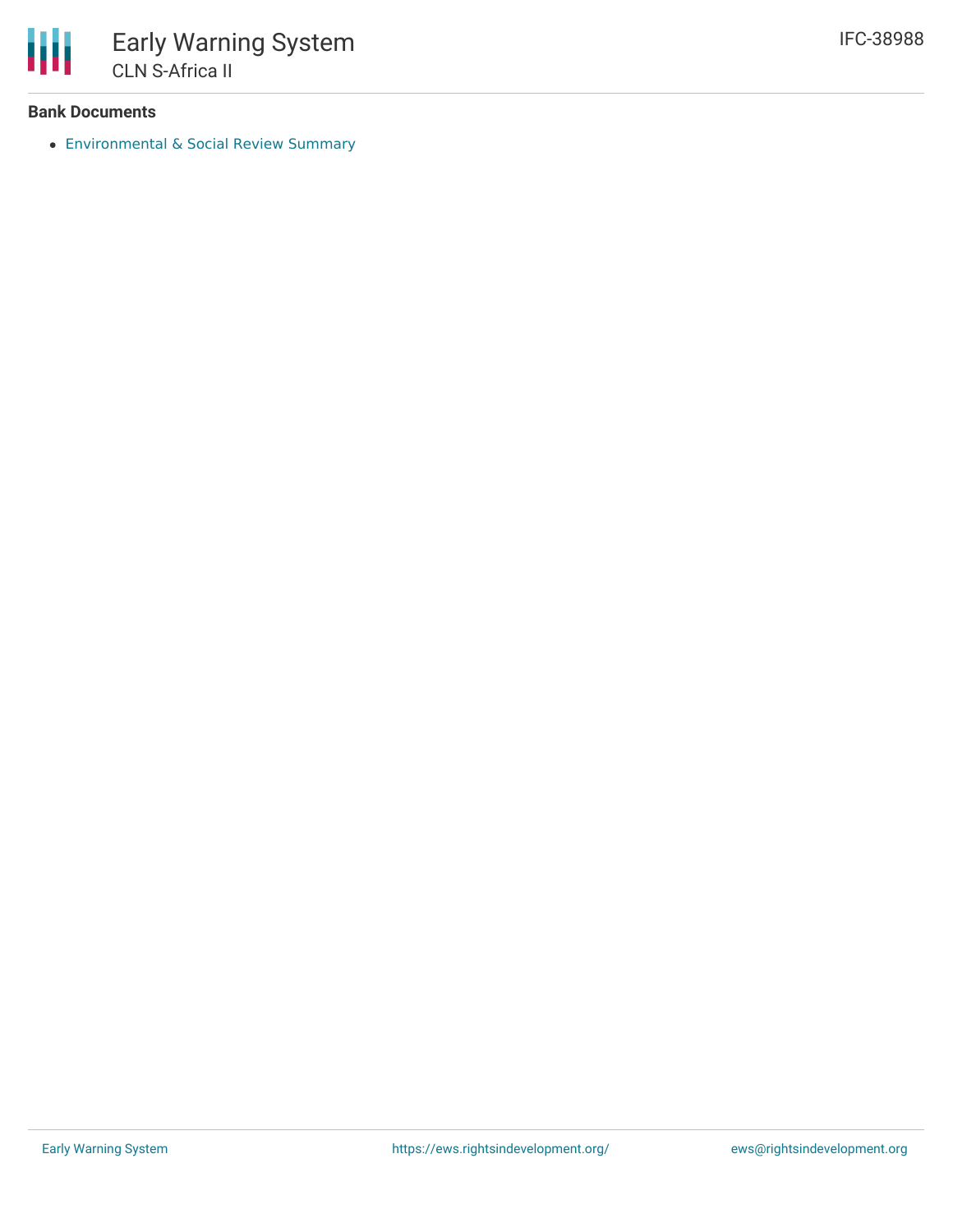**Bank Documents**

- Environmental & Social Review Summary